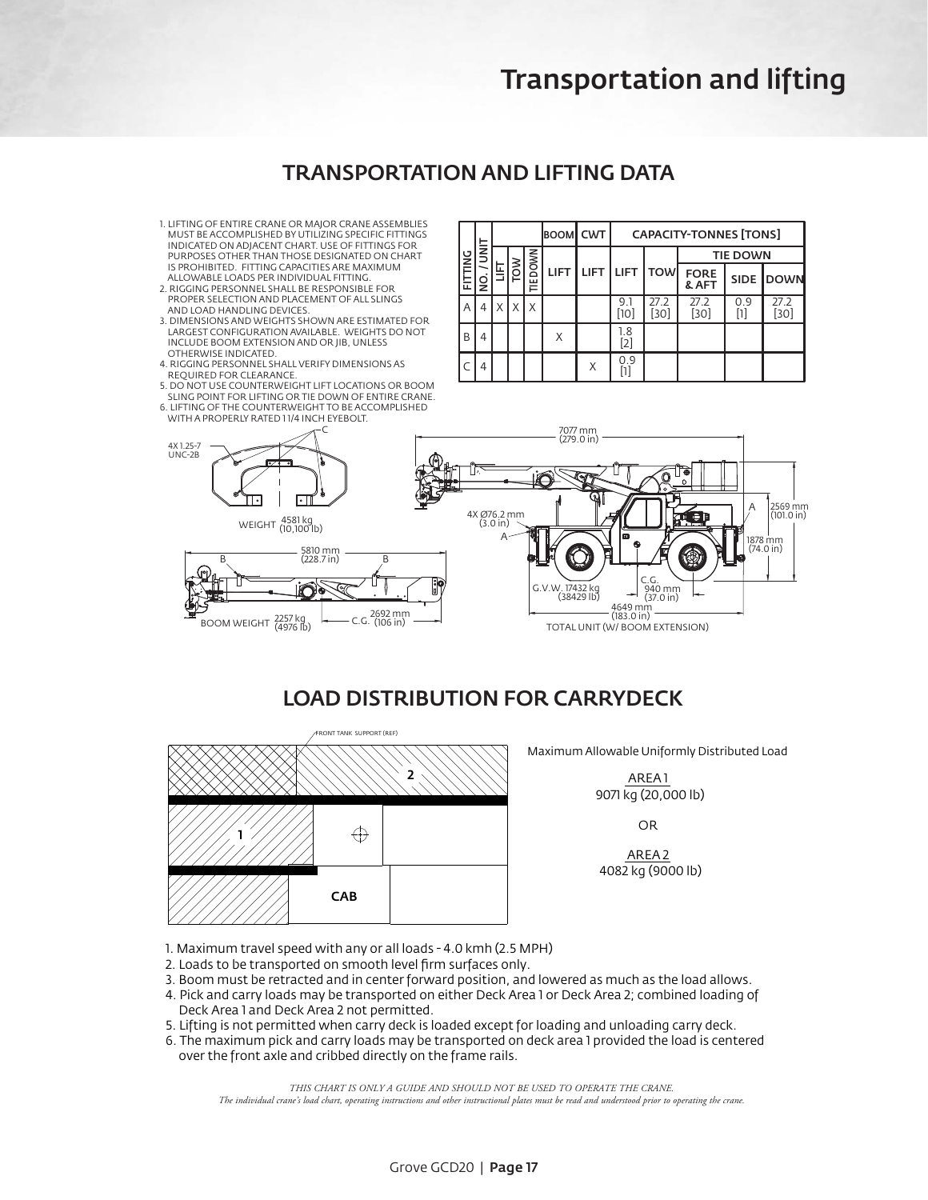# Transportation and lifting

## TRANSPORTATION AND LIFTING DATA

1. LIFTING OF ENTIRE CRANE OR MAJOR CRANE ASSEMBLIES MUST BE ACCOMPLISHED BY UTILIZING SPECIFIC FITTINGS INDICATED ON ADJACENT CHART. USE OF FITTINGS FOR PURPOSES OTHER THAN THOSE DESIGNATED ON CHART IS PROHIBITED. FITTING CAPACITIES ARE MAXIMUM ALLOWABLE LOADS PER INDIVIDUAL FITTING.
2. RIGGING PERSONNEL SHALL BE RESPONSIBLE FOR PROPER SELECTION AND PLACEMENT OF ALL SLINGS AND LOAD HANDLING DEVICES.
3. DIMENSIONS AND WEIGHTS SHOWN ARE ESTIMATED FOR LARGEST CONFIGURATION AVAILABLE. WEIGHTS DO NOT INCLUDE BOOM EXTENSION AND OR JIB, UNLESS OTHERWISE INDICATED.
4. RIGGING PERSONNEL SHALL VERIFY DIMENSIONS AS REQUIRED FOR CLEARANCE.
5. DO NOT USE COUNTERWEIGHT LIFT LOCATIONS OR BOOM SLING POINT FOR LIFTING OR TIE DOWN OF ENTIRE CRANE.
6. LIFTING OF THE COUNTERWEIGHT TO BE ACCOMPLISHED WITH A PROPERLY RATED 1 1/4 INCH EYEBOLT.

| FITTING | NO. / UNIT | LIFT | TOW | TIE DOWN | BOOM | CWT | CAPACITY-TONNES [TONS] | | | | |
|---|---|---|---|---|---|---|---|---|---|---|---|
| | | | | | | | | | TIE DOWN | | |
| | | | | | LIFT | LIFT | LIFT | TOW | FORE & AFT | SIDE | DOWN |
| A | 4 | X | X | X | | | 9.1 [10] | 27.2 [30] | 27.2 [30] | 0.9 [1] | 27.2 [30] |
| B | 4 | | | | X | | 1.8 [2] | | | | |
| C | 4 | | | | | X | 0.9 [1] | | | | |

4X 1.25-7 UNC-2B

C

WEIGHT 4581 kg (10,100 lb)

B 5810 mm (228.7 in) B

BOOM WEIGHT 2257 kg (4976 lb) C.G. 2692 mm (106 in)

7077 mm (279.0 in)

4X Ø76.2 mm (3.0 in)

A

2569 mm (101.0 in)

1878 mm (74.0 in)

G.V.W. 17432 kg (38429 lb)

C.G. 940 mm (37.0 in)

4649 mm (183.0 in)

TOTAL UNIT (W/ BOOM EXTENSION)

## LOAD DISTRIBUTION FOR CARRYDECK

FRONT TANK SUPPORT (REF)

2

1

CAB

Maximum Allowable Uniformly Distributed Load

AREA 1
9071 kg (20,000 lb)

OR

AREA 2
4082 kg (9000 lb)

1. Maximum travel speed with any or all loads - 4.0 kmh (2.5 MPH)
2. Loads to be transported on smooth level firm surfaces only.
3. Boom must be retracted and in center forward position, and lowered as much as the load allows.
4. Pick and carry loads may be transported on either Deck Area 1 or Deck Area 2; combined loading of Deck Area 1 and Deck Area 2 not permitted.
5. Lifting is not permitted when carry deck is loaded except for loading and unloading carry deck.
6. The maximum pick and carry loads may be transported on deck area 1 provided the load is centered over the front axle and cribbed directly on the frame rails.

*THIS CHART IS ONLY A GUIDE AND SHOULD NOT BE USED TO OPERATE THE CRANE.*
*The individual crane's load chart, operating instructions and other instructional plates must be read and understood prior to operating the crane.*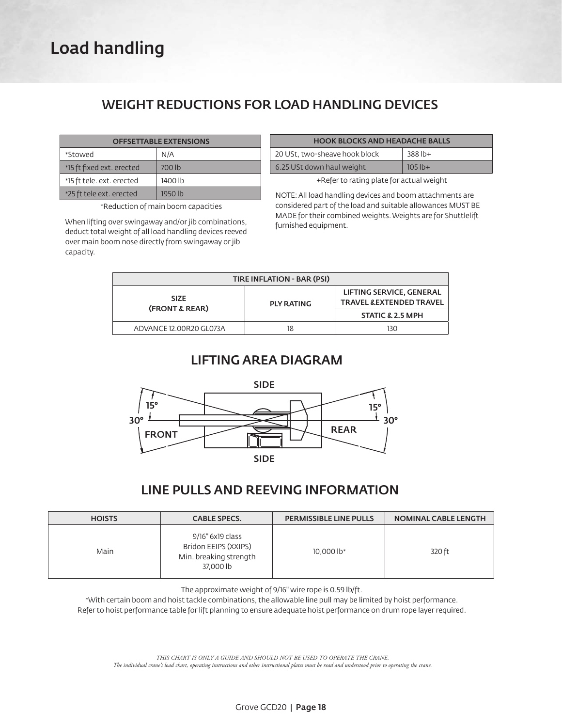# Load handling

## WEIGHT REDUCTIONS FOR LOAD HANDLING DEVICES

| OFFSETTABLE EXTENSIONS | |
|---|---|
| *Stowed | N/A |
| *15 ft fixed ext. erected | 700 lb |
| *15 ft tele. ext. erected | 1400 lb |
| *25 ft tele ext. erected | 1950 lb |

*Reduction of main boom capacities

When lifting over swingaway and/or jib combinations, deduct total weight of all load handling devices reeved over main boom nose directly from swingaway or jib capacity.

| HOOK BLOCKS AND HEADACHE BALLS | |
|---|---|
| 20 USt, two-sheave hook block | 388 lb+ |
| 6.25 USt down haul weight | 105 lb+ |

+Refer to rating plate for actual weight

NOTE: All load handling devices and boom attachments are considered part of the load and suitable allowances MUST BE MADE for their combined weights. Weights are for Shuttlelift furnished equipment.

| TIRE INFLATION - BAR (PSI) | | |
|---|---|---|
| SIZE (FRONT & REAR) | PLY RATING | LIFTING SERVICE, GENERAL TRAVEL &EXTENDED TRAVEL |
| | | STATIC & 2.5 MPH |
| ADVANCE 12.00R20 GL073A | 18 | 130 |

## LIFTING AREA DIAGRAM

SIDE

15° 15°

30° 30°

FRONT REAR

SIDE

## LINE PULLS AND REEVING INFORMATION

| HOISTS | CABLE SPECS. | PERMISSIBLE LINE PULLS | NOMINAL CABLE LENGTH |
|---|---|---|---|
| Main | 9/16" 6x19 class Bridon EEIPS (XXIPS) Min. breaking strength 37,000 lb | 10,000 lb* | 320 ft |

The approximate weight of 9/16" wire rope is 0.59 lb/ft.

*With certain boom and hoist tackle combinations, the allowable line pull may be limited by hoist performance. Refer to hoist performance table for lift planning to ensure adequate hoist performance on drum rope layer required.

*THIS CHART IS ONLY A GUIDE AND SHOULD NOT BE USED TO OPERATE THE CRANE.*
*The individual crane's load chart, operating instructions and other instructional plates must be read and understood prior to operating the crane.*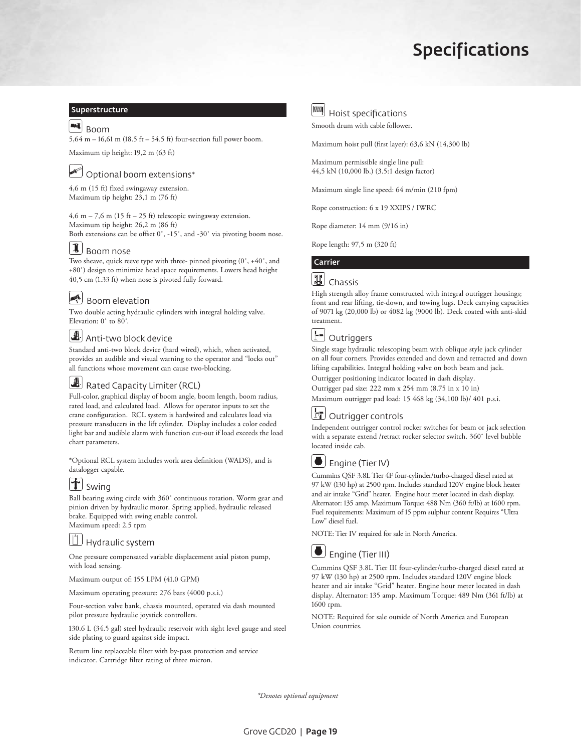# Specifications

## Superstructure

### Boom

5,64 m – 16,61 m (18.5 ft – 54.5 ft) four-section full power boom.

Maximum tip height: 19,2 m (63 ft)

### Optional boom extensions*

4,6 m (15 ft) fixed swingaway extension.
Maximum tip height: 23,1 m (76 ft)

4,6 m – 7,6 m (15 ft – 25 ft) telescopic swingaway extension.
Maximum tip height: 26,2 m (86 ft)
Both extensions can be offset 0˚, -15˚, and -30˚ via pivoting boom nose.

### Boom nose

Two sheave, quick reeve type with three- pinned pivoting (0˚, +40˚, and +80˚) design to minimize head space requirements. Lowers head height 40,5 cm (1.33 ft) when nose is pivoted fully forward.

### Boom elevation

Two double acting hydraulic cylinders with integral holding valve. Elevation: 0˚ to 80˚.

### Anti-two block device

Standard anti-two block device (hard wired), which, when activated, provides an audible and visual warning to the operator and “locks out” all functions whose movement can cause two-blocking.

### Rated Capacity Limiter (RCL)

Full-color, graphical display of boom angle, boom length, boom radius, rated load, and calculated load. Allows for operator inputs to set the crane configuration. RCL system is hardwired and calculates load via pressure transducers in the lift cylinder. Display includes a color coded light bar and audible alarm with function cut-out if load exceeds the load chart parameters.

*Optional RCL system includes work area definition (WADS), and is datalogger capable.

### Swing

Ball bearing swing circle with 360˚ continuous rotation. Worm gear and pinion driven by hydraulic motor. Spring applied, hydraulic released brake. Equipped with swing enable control.
Maximum speed: 2.5 rpm

### Hydraulic system

One pressure compensated variable displacement axial piston pump, with load sensing.

Maximum output of: 155 LPM (41.0 GPM)

Maximum operating pressure: 276 bars (4000 p.s.i.)

Four-section valve bank, chassis mounted, operated via dash mounted pilot pressure hydraulic joystick controllers.

130.6 L (34.5 gal) steel hydraulic reservoir with sight level gauge and steel side plating to guard against side impact.

Return line replaceable filter with by-pass protection and service indicator. Cartridge filter rating of three micron.

### Hoist specifications

Smooth drum with cable follower.

Maximum hoist pull (first layer): 63,6 kN (14,300 lb)

Maximum permissible single line pull:
44,5 kN (10,000 lb.) (3.5:1 design factor)

Maximum single line speed: 64 m/min (210 fpm)

Rope construction: 6 x 19 XXIPS / IWRC

Rope diameter: 14 mm (9/16 in)

Rope length: 97,5 m (320 ft)

## Carrier

### Chassis

High strength alloy frame constructed with integral outrigger housings; front and rear lifting, tie-down, and towing lugs. Deck carrying capacities of 9071 kg (20,000 lb) or 4082 kg (9000 lb). Deck coated with anti-skid treatment.

### Outriggers

Single stage hydraulic telescoping beam with oblique style jack cylinder on all four corners. Provides extended and down and retracted and down lifting capabilities. Integral holding valve on both beam and jack.

Outrigger positioning indicator located in dash display.

Outrigger pad size: 222 mm x 254 mm (8.75 in x 10 in)

Maximum outrigger pad load: 15 468 kg (34,100 lb)/ 401 p.s.i.

### Outrigger controls

Independent outrigger control rocker switches for beam or jack selection with a separate extend /retract rocker selector switch. 360˚ level bubble located inside cab.

### Engine (Tier IV)

Cummins QSF 3.8L Tier 4F four-cylinder/turbo-charged diesel rated at 97 kW (130 hp) at 2500 rpm. Includes standard 120V engine block heater and air intake “Grid” heater. Engine hour meter located in dash display. Alternator: 135 amp. Maximum Torque: 488 Nm (360 ft/lb) at 1600 rpm. Fuel requirements: Maximum of 15 ppm sulphur content Requires “Ultra Low” diesel fuel.

NOTE: Tier IV required for sale in North America.

### Engine (Tier III)

Cummins QSF 3.8L Tier III four-cylinder/turbo-charged diesel rated at 97 kW (130 hp) at 2500 rpm. Includes standard 120V engine block heater and air intake “Grid” heater. Engine hour meter located in dash display. Alternator: 135 amp. Maximum Torque: 489 Nm (361 ft/lb) at 1600 rpm.

NOTE: Required for sale outside of North America and European Union countries.

*Denotes optional equipment*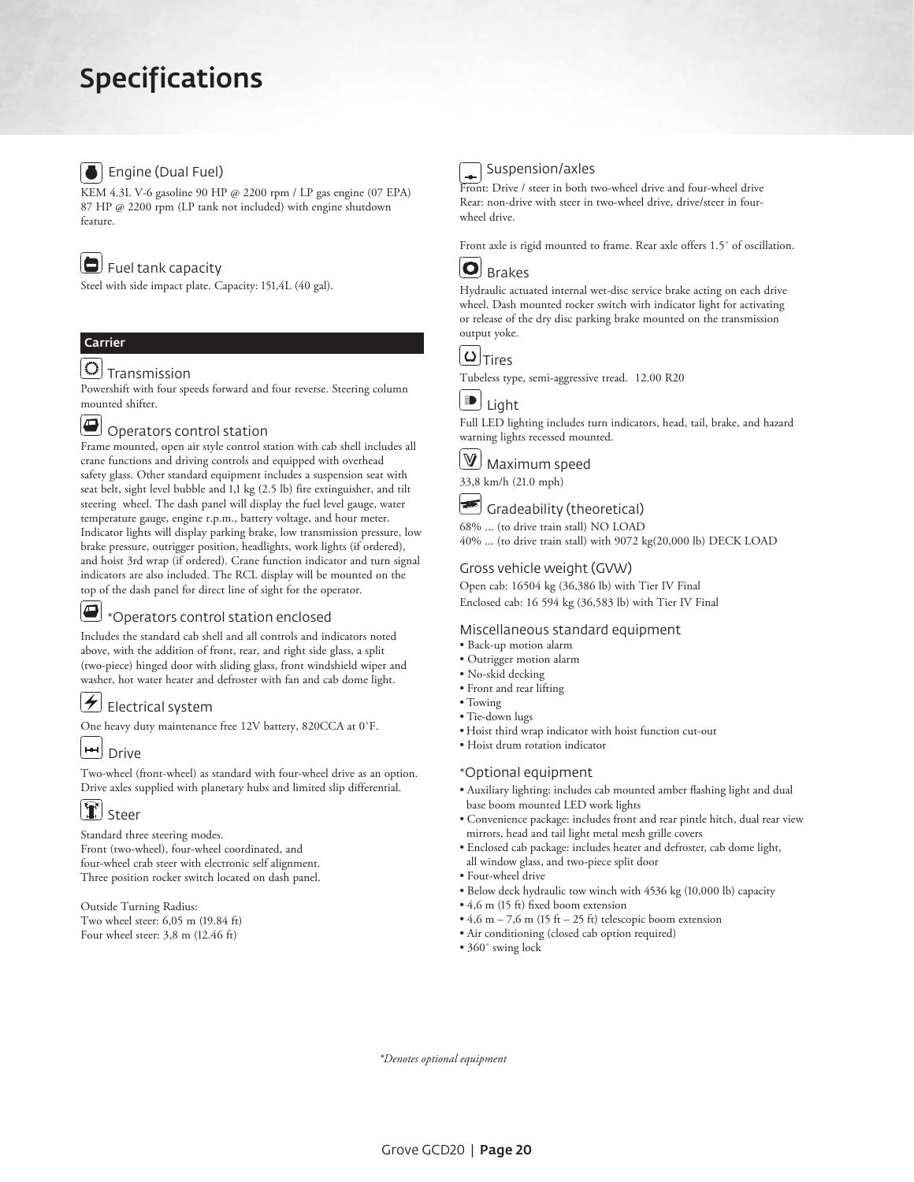# Specifications

### Engine (Dual Fuel)

KEM 4.3L V-6 gasoline 90 HP @ 2200 rpm / LP gas engine (07 EPA) 87 HP @ 2200 rpm (LP tank not included) with engine shutdown feature.

### Fuel tank capacity

Steel with side impact plate. Capacity: 151,4L (40 gal).

## Carrier

### Transmission

Powershift with four speeds forward and four reverse. Steering column mounted shifter.

### Operators control station

Frame mounted, open air style control station with cab shell includes all crane functions and driving controls and equipped with overhead safety glass. Other standard equipment includes a suspension seat with seat belt, sight level bubble and 1,1 kg (2.5 lb) fire extinguisher, and tilt steering wheel. The dash panel will display the fuel level gauge, water temperature gauge, engine r.p.m., battery voltage, and hour meter. Indicator lights will display parking brake, low transmission pressure, low brake pressure, outrigger position, headlights, work lights (if ordered), and hoist 3rd wrap (if ordered). Crane function indicator and turn signal indicators are also included. The RCL display will be mounted on the top of the dash panel for direct line of sight for the operator.

### *Operators control station enclosed

Includes the standard cab shell and all controls and indicators noted above, with the addition of front, rear, and right side glass, a split (two-piece) hinged door with sliding glass, front windshield wiper and washer, hot water heater and defroster with fan and cab dome light.

### Electrical system

One heavy duty maintenance free 12V battery, 820CCA at 0˚F.

### Drive

Two-wheel (front-wheel) as standard with four-wheel drive as an option. Drive axles supplied with planetary hubs and limited slip differential.

### Steer

Standard three steering modes.
Front (two-wheel), four-wheel coordinated, and four-wheel crab steer with electronic self alignment.
Three position rocker switch located on dash panel.

Outside Turning Radius:
Two wheel steer: 6,05 m (19.84 ft)
Four wheel steer: 3,8 m (12.46 ft)

### Suspension/axles

Front: Drive / steer in both two-wheel drive and four-wheel drive
Rear: non-drive with steer in two-wheel drive, drive/steer in four-wheel drive.

Front axle is rigid mounted to frame. Rear axle offers 1.5˚ of oscillation.

### Brakes

Hydraulic actuated internal wet-disc service brake acting on each drive wheel. Dash mounted rocker switch with indicator light for activating or release of the dry disc parking brake mounted on the transmission output yoke.

### Tires

Tubeless type, semi-aggressive tread. 12.00 R20

### Light

Full LED lighting includes turn indicators, head, tail, brake, and hazard warning lights recessed mounted.

### Maximum speed

33,8 km/h (21.0 mph)

### Gradeability (theoretical)

68% ... (to drive train stall) NO LOAD
40% ... (to drive train stall) with 9072 kg(20,000 lb) DECK LOAD

### Gross vehicle weight (GVW)

Open cab: 16504 kg (36,386 lb) with Tier IV Final
Enclosed cab: 16 594 kg (36,583 lb) with Tier IV Final

### Miscellaneous standard equipment

- Back-up motion alarm
- Outrigger motion alarm
- No-skid decking
- Front and rear lifting
- Towing
- Tie-down lugs
- Hoist third wrap indicator with hoist function cut-out
- Hoist drum rotation indicator

### *Optional equipment

- Auxiliary lighting: includes cab mounted amber flashing light and dual base boom mounted LED work lights
- Convenience package: includes front and rear pintle hitch, dual rear view mirrors, head and tail light metal mesh grille covers
- Enclosed cab package: includes heater and defroster, cab dome light, all window glass, and two-piece split door
- Four-wheel drive
- Below deck hydraulic tow winch with 4536 kg (10,000 lb) capacity
- 4,6 m (15 ft) fixed boom extension
- 4,6 m – 7,6 m (15 ft – 25 ft) telescopic boom extension
- Air conditioning (closed cab option required)
- 360˚ swing lock

*\*Denotes optional equipment*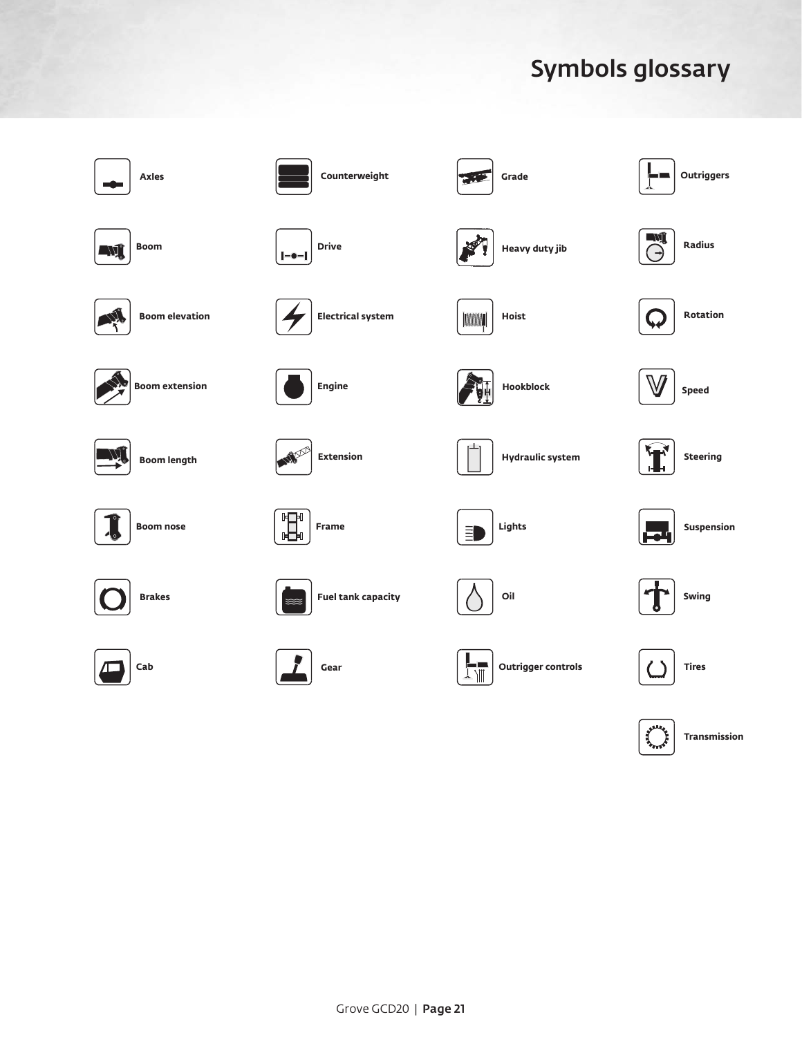# Symbols glossary

Axles

Boom

Boom elevation

Boom extension

Boom length

Boom nose

Brakes

Cab

Counterweight

Drive

Electrical system

Engine

Extension

Frame

Fuel tank capacity

Gear

Grade

Heavy duty jib

Hoist

Hookblock

Hydraulic system

Lights

Oil

Outrigger controls

Outriggers

Radius

Rotation

Speed

Steering

Suspension

Swing

Tires

Transmission